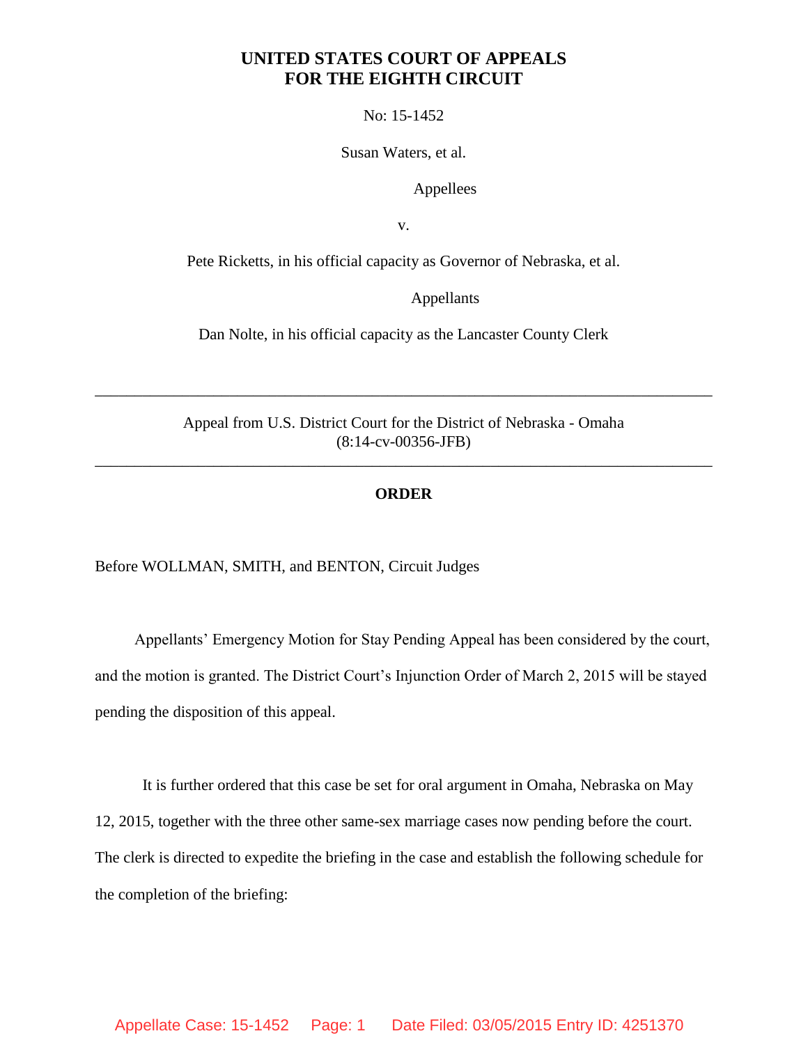**UNITED STATES COURT OF APPEALS**
**FOR THE EIGHTH CIRCUIT**

No: 15-1452

Susan Waters, et al.

Appellees

v.

Pete Ricketts, in his official capacity as Governor of Nebraska, et al.

Appellants

Dan Nolte, in his official capacity as the Lancaster County Clerk

---

Appeal from U.S. District Court for the District of Nebraska - Omaha
(8:14-cv-00356-JFB)

---

**ORDER**

Before WOLLMAN, SMITH, and BENTON, Circuit Judges

Appellants' Emergency Motion for Stay Pending Appeal has been considered by the court, and the motion is granted. The District Court's Injunction Order of March 2, 2015 will be stayed pending the disposition of this appeal.

It is further ordered that this case be set for oral argument in Omaha, Nebraska on May 12, 2015, together with the three other same-sex marriage cases now pending before the court. The clerk is directed to expedite the briefing in the case and establish the following schedule for the completion of the briefing: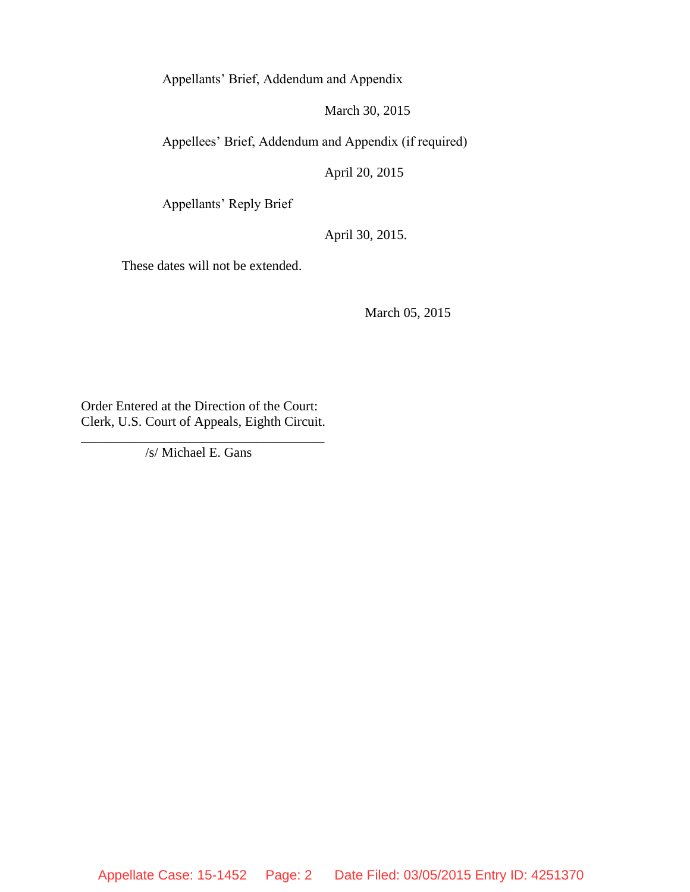Appellants' Brief, Addendum and Appendix

March 30, 2015

Appellees' Brief, Addendum and Appendix (if required)

April 20, 2015

Appellants' Reply Brief

April 30, 2015.

These dates will not be extended.

March 05, 2015

Order Entered at the Direction of the Court:
Clerk, U.S. Court of Appeals, Eighth Circuit.

____________________________________

/s/ Michael E. Gans